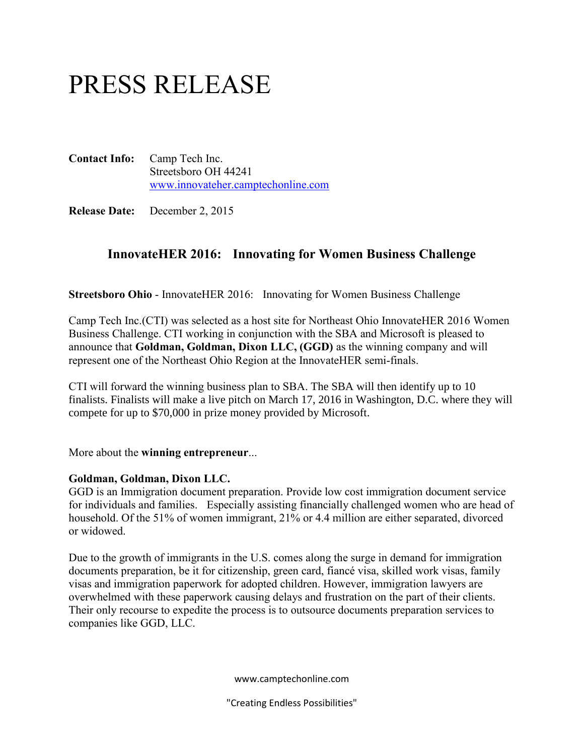# PRESS RELEASE

**Contact Info:** Camp Tech Inc.
Streetsboro OH 44241
www.innovateher.camptechonline.com

**Release Date:** December 2, 2015

## InnovateHER 2016: Innovating for Women Business Challenge

**Streetsboro Ohio** - InnovateHER 2016: Innovating for Women Business Challenge

Camp Tech Inc.(CTI) was selected as a host site for Northeast Ohio InnovateHER 2016 Women Business Challenge. CTI working in conjunction with the SBA and Microsoft is pleased to announce that **Goldman, Goldman, Dixon LLC, (GGD)** as the winning company and will represent one of the Northeast Ohio Region at the InnovateHER semi-finals.

CTI will forward the winning business plan to SBA. The SBA will then identify up to 10 finalists. Finalists will make a live pitch on March 17, 2016 in Washington, D.C. where they will compete for up to $70,000 in prize money provided by Microsoft.

More about the **winning entrepreneur**...

**Goldman, Goldman, Dixon LLC.**
GGD is an Immigration document preparation. Provide low cost immigration document service for individuals and families. Especially assisting financially challenged women who are head of household. Of the 51% of women immigrant, 21% or 4.4 million are either separated, divorced or widowed.

Due to the growth of immigrants in the U.S. comes along the surge in demand for immigration documents preparation, be it for citizenship, green card, fiancé visa, skilled work visas, family visas and immigration paperwork for adopted children. However, immigration lawyers are overwhelmed with these paperwork causing delays and frustration on the part of their clients. Their only recourse to expedite the process is to outsource documents preparation services to companies like GGD, LLC.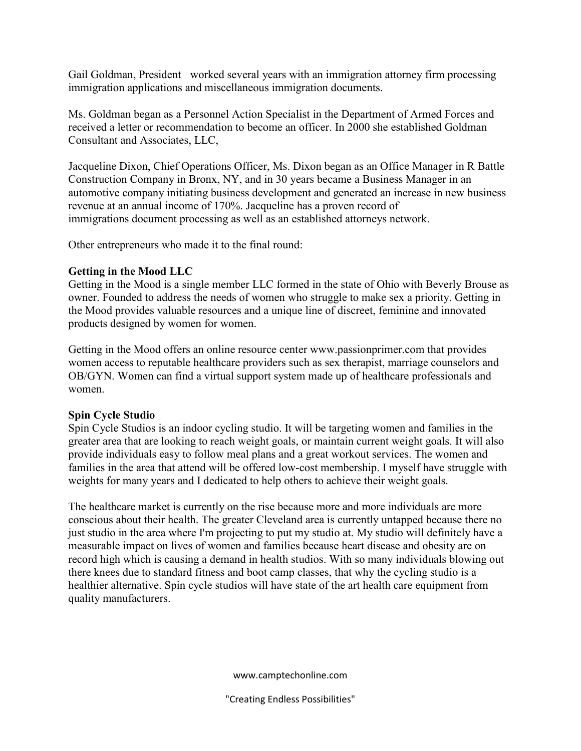Gail Goldman, President worked several years with an immigration attorney firm processing immigration applications and miscellaneous immigration documents.

Ms. Goldman began as a Personnel Action Specialist in the Department of Armed Forces and received a letter or recommendation to become an officer. In 2000 she established Goldman Consultant and Associates, LLC,

Jacqueline Dixon, Chief Operations Officer, Ms. Dixon began as an Office Manager in R Battle Construction Company in Bronx, NY, and in 30 years became a Business Manager in an automotive company initiating business development and generated an increase in new business revenue at an annual income of 170%. Jacqueline has a proven record of immigrations document processing as well as an established attorneys network.

Other entrepreneurs who made it to the final round:

**Getting in the Mood LLC**

Getting in the Mood is a single member LLC formed in the state of Ohio with Beverly Brouse as owner. Founded to address the needs of women who struggle to make sex a priority. Getting in the Mood provides valuable resources and a unique line of discreet, feminine and innovated products designed by women for women.

Getting in the Mood offers an online resource center www.passionprimer.com that provides women access to reputable healthcare providers such as sex therapist, marriage counselors and OB/GYN. Women can find a virtual support system made up of healthcare professionals and women.

**Spin Cycle Studio**

Spin Cycle Studios is an indoor cycling studio. It will be targeting women and families in the greater area that are looking to reach weight goals, or maintain current weight goals. It will also provide individuals easy to follow meal plans and a great workout services. The women and families in the area that attend will be offered low-cost membership. I myself have struggle with weights for many years and I dedicated to help others to achieve their weight goals.

The healthcare market is currently on the rise because more and more individuals are more conscious about their health. The greater Cleveland area is currently untapped because there no just studio in the area where I'm projecting to put my studio at. My studio will definitely have a measurable impact on lives of women and families because heart disease and obesity are on record high which is causing a demand in health studios. With so many individuals blowing out there knees due to standard fitness and boot camp classes, that why the cycling studio is a healthier alternative. Spin cycle studios will have state of the art health care equipment from quality manufacturers.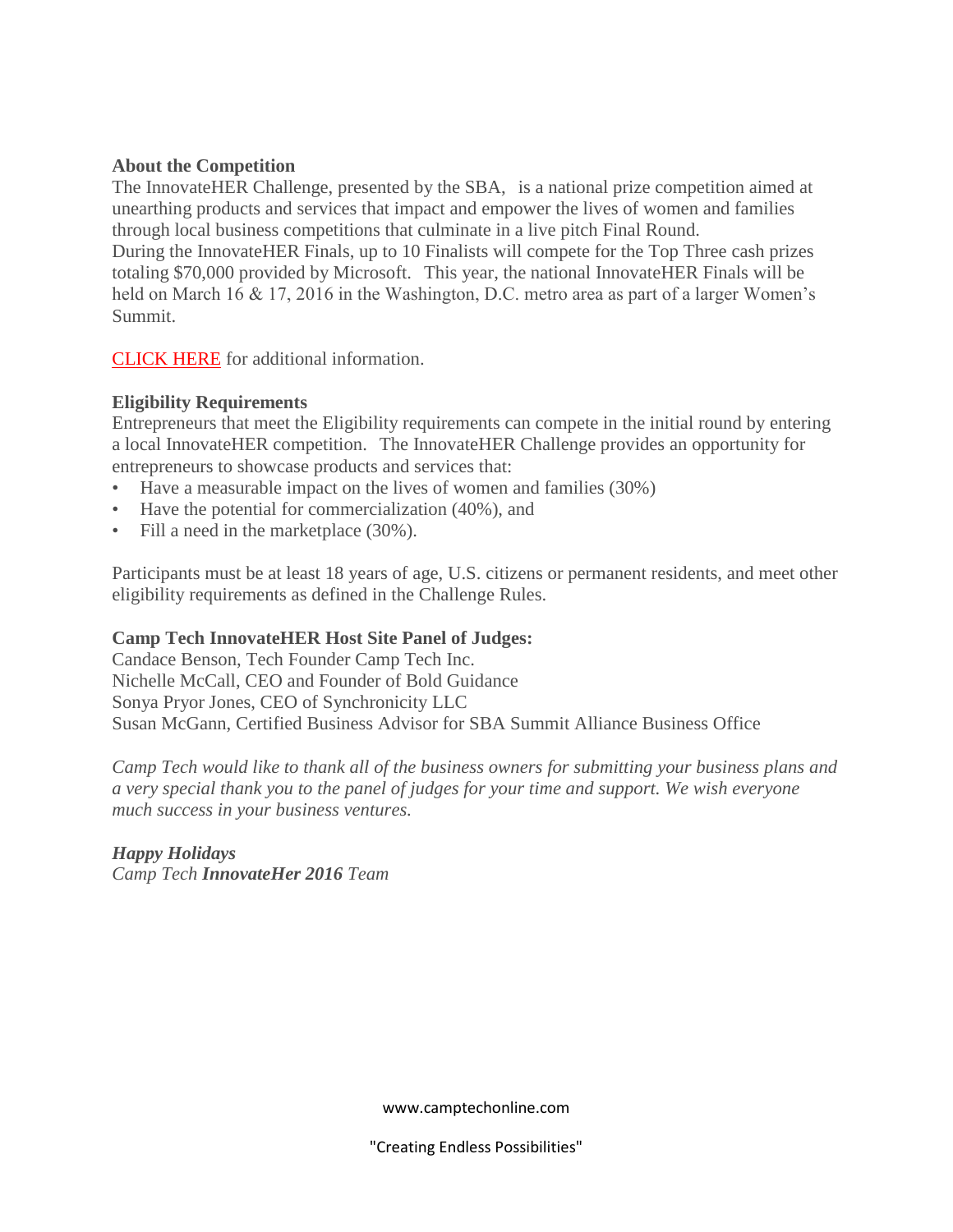**About the Competition**

The InnovateHER Challenge, presented by the SBA, is a national prize competition aimed at unearthing products and services that impact and empower the lives of women and families through local business competitions that culminate in a live pitch Final Round.

During the InnovateHER Finals, up to 10 Finalists will compete for the Top Three cash prizes totaling $70,000 provided by Microsoft. This year, the national InnovateHER Finals will be held on March 16 & 17, 2016 in the Washington, D.C. metro area as part of a larger Women's Summit.

CLICK HERE for additional information.

**Eligibility Requirements**

Entrepreneurs that meet the Eligibility requirements can compete in the initial round by entering a local InnovateHER competition. The InnovateHER Challenge provides an opportunity for entrepreneurs to showcase products and services that:

- Have a measurable impact on the lives of women and families (30%)
- Have the potential for commercialization (40%), and
- Fill a need in the marketplace (30%).

Participants must be at least 18 years of age, U.S. citizens or permanent residents, and meet other eligibility requirements as defined in the Challenge Rules.

**Camp Tech InnovateHER Host Site Panel of Judges:**

Candace Benson, Tech Founder Camp Tech Inc.
Nichelle McCall, CEO and Founder of Bold Guidance
Sonya Pryor Jones, CEO of Synchronicity LLC
Susan McGann, Certified Business Advisor for SBA Summit Alliance Business Office

*Camp Tech would like to thank all of the business owners for submitting your business plans and a very special thank you to the panel of judges for your time and support. We wish everyone much success in your business ventures.*

***Happy Holidays***
*Camp Tech **InnovateHer 2016** Team*